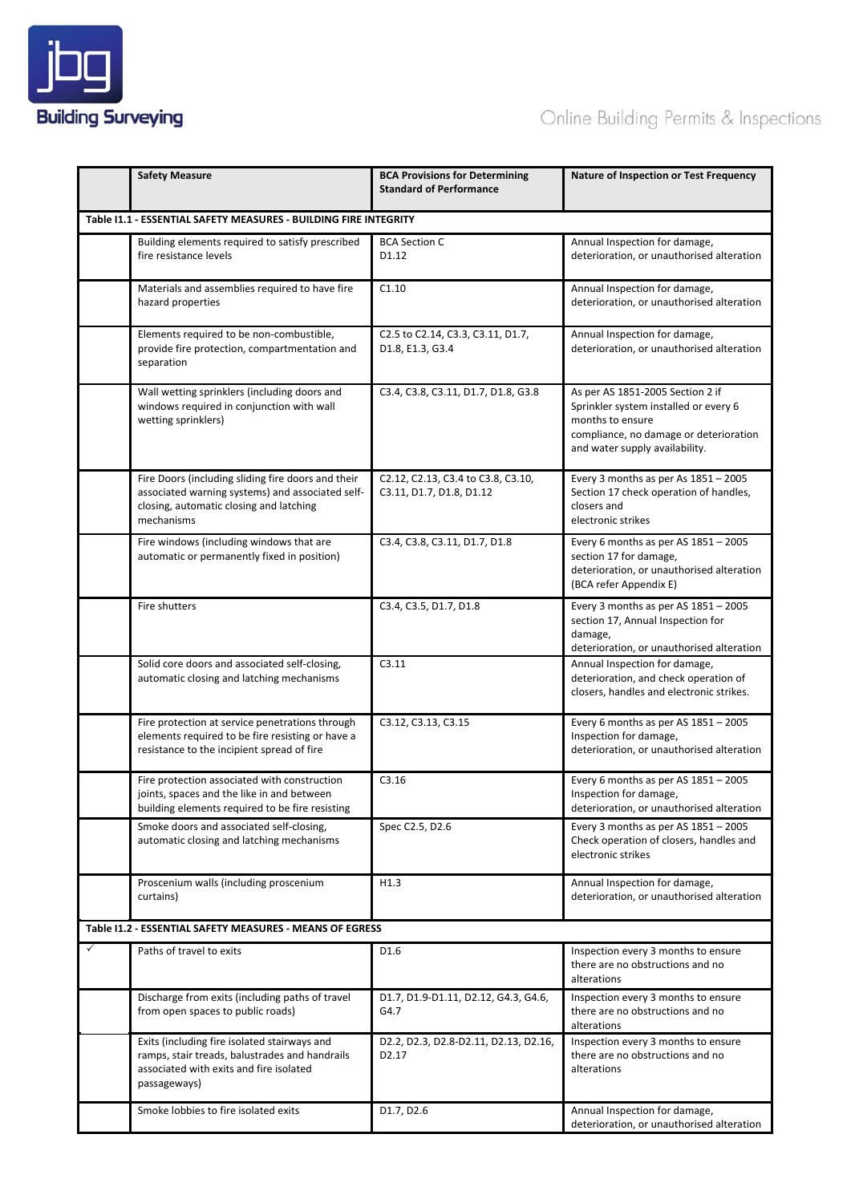**jbg Building Surveying**

Online Building Permits & Inspections

| | Safety Measure | BCA Provisions for Determining Standard of Performance | Nature of Inspection or Test Frequency |
|---|---|---|---|
| **Table I1.1 - ESSENTIAL SAFETY MEASURES - BUILDING FIRE INTEGRITY** | | | |
| | Building elements required to satisfy prescribed fire resistance levels | BCA Section C D1.12 | Annual Inspection for damage, deterioration, or unauthorised alteration |
| | Materials and assemblies required to have fire hazard properties | C1.10 | Annual Inspection for damage, deterioration, or unauthorised alteration |
| | Elements required to be non-combustible, provide fire protection, compartmentation and separation | C2.5 to C2.14, C3.3, C3.11, D1.7, D1.8, E1.3, G3.4 | Annual Inspection for damage, deterioration, or unauthorised alteration |
| | Wall wetting sprinklers (including doors and windows required in conjunction with wall wetting sprinklers) | C3.4, C3.8, C3.11, D1.7, D1.8, G3.8 | As per AS 1851-2005 Section 2 if Sprinkler system installed or every 6 months to ensure compliance, no damage or deterioration and water supply availability. |
| | Fire Doors (including sliding fire doors and their associated warning systems) and associated self-closing, automatic closing and latching mechanisms | C2.12, C2.13, C3.4 to C3.8, C3.10, C3.11, D1.7, D1.8, D1.12 | Every 3 months as per As 1851 – 2005 Section 17 check operation of handles, closers and electronic strikes |
| | Fire windows (including windows that are automatic or permanently fixed in position) | C3.4, C3.8, C3.11, D1.7, D1.8 | Every 6 months as per AS 1851 – 2005 section 17 for damage, deterioration, or unauthorised alteration (BCA refer Appendix E) |
| | Fire shutters | C3.4, C3.5, D1.7, D1.8 | Every 3 months as per AS 1851 – 2005 section 17, Annual Inspection for damage, deterioration, or unauthorised alteration |
| | Solid core doors and associated self-closing, automatic closing and latching mechanisms | C3.11 | Annual Inspection for damage, deterioration, and check operation of closers, handles and electronic strikes. |
| | Fire protection at service penetrations through elements required to be fire resisting or have a resistance to the incipient spread of fire | C3.12, C3.13, C3.15 | Every 6 months as per AS 1851 – 2005 Inspection for damage, deterioration, or unauthorised alteration |
| | Fire protection associated with construction joints, spaces and the like in and between building elements required to be fire resisting | C3.16 | Every 6 months as per AS 1851 – 2005 Inspection for damage, deterioration, or unauthorised alteration |
| | Smoke doors and associated self-closing, automatic closing and latching mechanisms | Spec C2.5, D2.6 | Every 3 months as per AS 1851 – 2005 Check operation of closers, handles and electronic strikes |
| | Proscenium walls (including proscenium curtains) | H1.3 | Annual Inspection for damage, deterioration, or unauthorised alteration |
| **Table I1.2 - ESSENTIAL SAFETY MEASURES - MEANS OF EGRESS** | | | |
| ✓ | Paths of travel to exits | D1.6 | Inspection every 3 months to ensure there are no obstructions and no alterations |
| | Discharge from exits (including paths of travel from open spaces to public roads) | D1.7, D1.9-D1.11, D2.12, G4.3, G4.6, G4.7 | Inspection every 3 months to ensure there are no obstructions and no alterations |
| | Exits (including fire isolated stairways and ramps, stair treads, balustrades and handrails associated with exits and fire isolated passageways) | D2.2, D2.3, D2.8-D2.11, D2.13, D2.16, D2.17 | Inspection every 3 months to ensure there are no obstructions and no alterations |
| | Smoke lobbies to fire isolated exits | D1.7, D2.6 | Annual Inspection for damage, deterioration, or unauthorised alteration |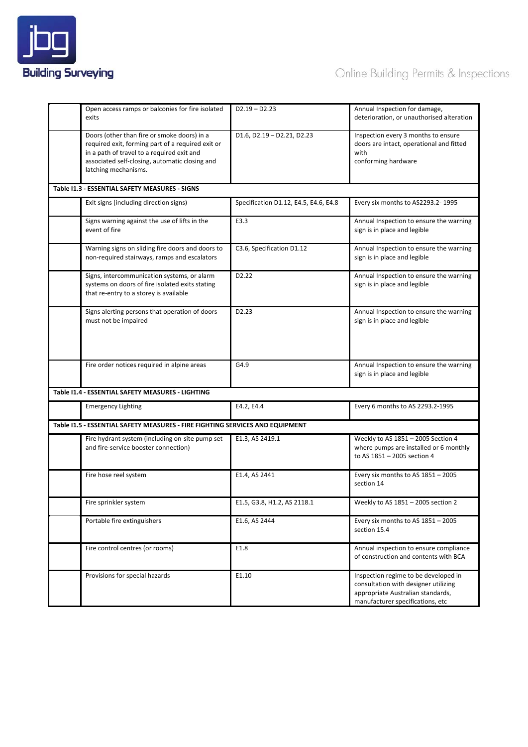| | | | |
|---|---|---|---|
| | Open access ramps or balconies for fire isolated exits | D2.19 – D2.23 | Annual Inspection for damage, deterioration, or unauthorised alteration |
| | Doors (other than fire or smoke doors) in a required exit, forming part of a required exit or in a path of travel to a required exit and associated self-closing, automatic closing and latching mechanisms. | D1.6, D2.19 – D2.21, D2.23 | Inspection every 3 months to ensure doors are intact, operational and fitted with conforming hardware |
| **Table I1.3 - ESSENTIAL SAFETY MEASURES - SIGNS** | | | |
| | Exit signs (including direction signs) | Specification D1.12, E4.5, E4.6, E4.8 | Every six months to AS2293.2- 1995 |
| | Signs warning against the use of lifts in the event of fire | E3.3 | Annual Inspection to ensure the warning sign is in place and legible |
| | Warning signs on sliding fire doors and doors to non-required stairways, ramps and escalators | C3.6, Specification D1.12 | Annual Inspection to ensure the warning sign is in place and legible |
| | Signs, intercommunication systems, or alarm systems on doors of fire isolated exits stating that re-entry to a storey is available | D2.22 | Annual Inspection to ensure the warning sign is in place and legible |
| | Signs alerting persons that operation of doors must not be impaired | D2.23 | Annual Inspection to ensure the warning sign is in place and legible |
| | Fire order notices required in alpine areas | G4.9 | Annual Inspection to ensure the warning sign is in place and legible |
| **Table I1.4 - ESSENTIAL SAFETY MEASURES - LIGHTING** | | | |
| | Emergency Lighting | E4.2, E4.4 | Every 6 months to AS 2293.2-1995 |
| **Table I1.5 - ESSENTIAL SAFETY MEASURES - FIRE FIGHTING SERVICES AND EQUIPMENT** | | | |
| | Fire hydrant system (including on-site pump set and fire-service booster connection) | E1.3, AS 2419.1 | Weekly to AS 1851 – 2005 Section 4 where pumps are installed or 6 monthly to AS 1851 – 2005 section 4 |
| | Fire hose reel system | E1.4, AS 2441 | Every six months to AS 1851 – 2005 section 14 |
| | Fire sprinkler system | E1.5, G3.8, H1.2, AS 2118.1 | Weekly to AS 1851 – 2005 section 2 |
| | Portable fire extinguishers | E1.6, AS 2444 | Every six months to AS 1851 – 2005 section 15.4 |
| | Fire control centres (or rooms) | E1.8 | Annual inspection to ensure compliance of construction and contents with BCA |
| | Provisions for special hazards | E1.10 | Inspection regime to be developed in consultation with designer utilizing appropriate Australian standards, manufacturer specifications, etc |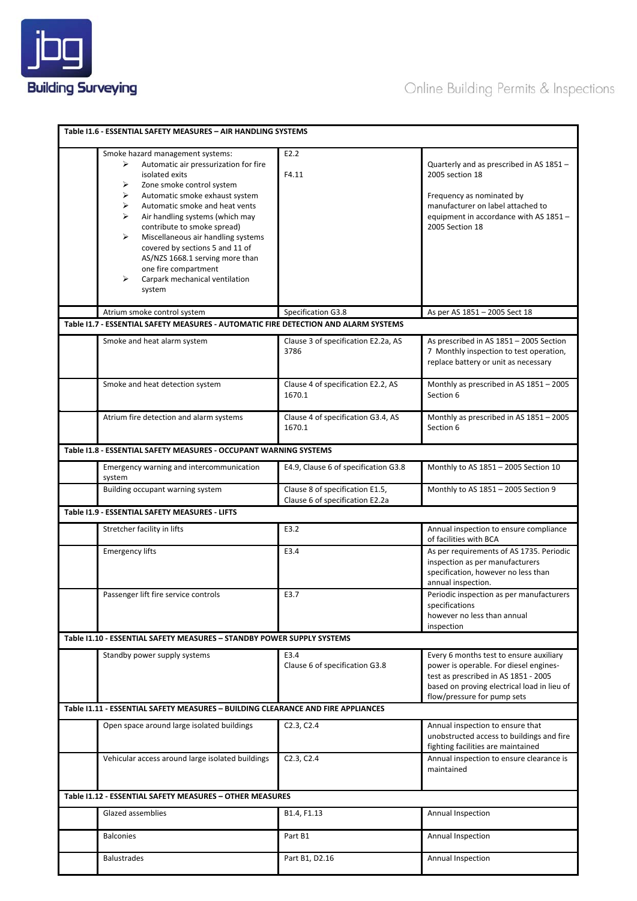| Table I1.6 - ESSENTIAL SAFETY MEASURES – AIR HANDLING SYSTEMS | | | |
|---|---|---|---|
| | Smoke hazard management systems:<br>➢ Automatic air pressurization for fire isolated exits<br>➢ Zone smoke control system<br>➢ Automatic smoke exhaust system<br>➢ Automatic smoke and heat vents<br>➢ Air handling systems (which may contribute to smoke spread)<br>➢ Miscellaneous air handling systems covered by sections 5 and 11 of AS/NZS 1668.1 serving more than one fire compartment<br>➢ Carpark mechanical ventilation system | E2.2<br><br>F4.11 | Quarterly and as prescribed in AS 1851 – 2005 section 18<br><br>Frequency as nominated by manufacturer on label attached to equipment in accordance with AS 1851 – 2005 Section 18 |
| | Atrium smoke control system | Specification G3.8 | As per AS 1851 – 2005 Sect 18 |
| **Table I1.7 - ESSENTIAL SAFETY MEASURES - AUTOMATIC FIRE DETECTION AND ALARM SYSTEMS** | | | |
| | Smoke and heat alarm system | Clause 3 of specification E2.2a, AS 3786 | As prescribed in AS 1851 – 2005 Section 7 Monthly inspection to test operation, replace battery or unit as necessary |
| | Smoke and heat detection system | Clause 4 of specification E2.2, AS 1670.1 | Monthly as prescribed in AS 1851 – 2005 Section 6 |
| | Atrium fire detection and alarm systems | Clause 4 of specification G3.4, AS 1670.1 | Monthly as prescribed in AS 1851 – 2005 Section 6 |
| **Table I1.8 - ESSENTIAL SAFETY MEASURES - OCCUPANT WARNING SYSTEMS** | | | |
| | Emergency warning and intercommunication system | E4.9, Clause 6 of specification G3.8 | Monthly to AS 1851 – 2005 Section 10 |
| | Building occupant warning system | Clause 8 of specification E1.5, Clause 6 of specification E2.2a | Monthly to AS 1851 – 2005 Section 9 |
| **Table I1.9 - ESSENTIAL SAFETY MEASURES - LIFTS** | | | |
| | Stretcher facility in lifts | E3.2 | Annual inspection to ensure compliance of facilities with BCA |
| | Emergency lifts | E3.4 | As per requirements of AS 1735. Periodic inspection as per manufacturers specification, however no less than annual inspection. |
| | Passenger lift fire service controls | E3.7 | Periodic inspection as per manufacturers specifications however no less than annual inspection |
| **Table I1.10 - ESSENTIAL SAFETY MEASURES – STANDBY POWER SUPPLY SYSTEMS** | | | |
| | Standby power supply systems | E3.4<br>Clause 6 of specification G3.8 | Every 6 months test to ensure auxiliary power is operable. For diesel engines-test as prescribed in AS 1851 - 2005 based on proving electrical load in lieu of flow/pressure for pump sets |
| **Table I1.11 - ESSENTIAL SAFETY MEASURES – BUILDING CLEARANCE AND FIRE APPLIANCES** | | | |
| | Open space around large isolated buildings | C2.3, C2.4 | Annual inspection to ensure that unobstructed access to buildings and fire fighting facilities are maintained |
| | Vehicular access around large isolated buildings | C2.3, C2.4 | Annual inspection to ensure clearance is maintained |
| **Table I1.12 - ESSENTIAL SAFETY MEASURES – OTHER MEASURES** | | | |
| | Glazed assemblies | B1.4, F1.13 | Annual Inspection |
| | Balconies | Part B1 | Annual Inspection |
| | Balustrades | Part B1, D2.16 | Annual Inspection |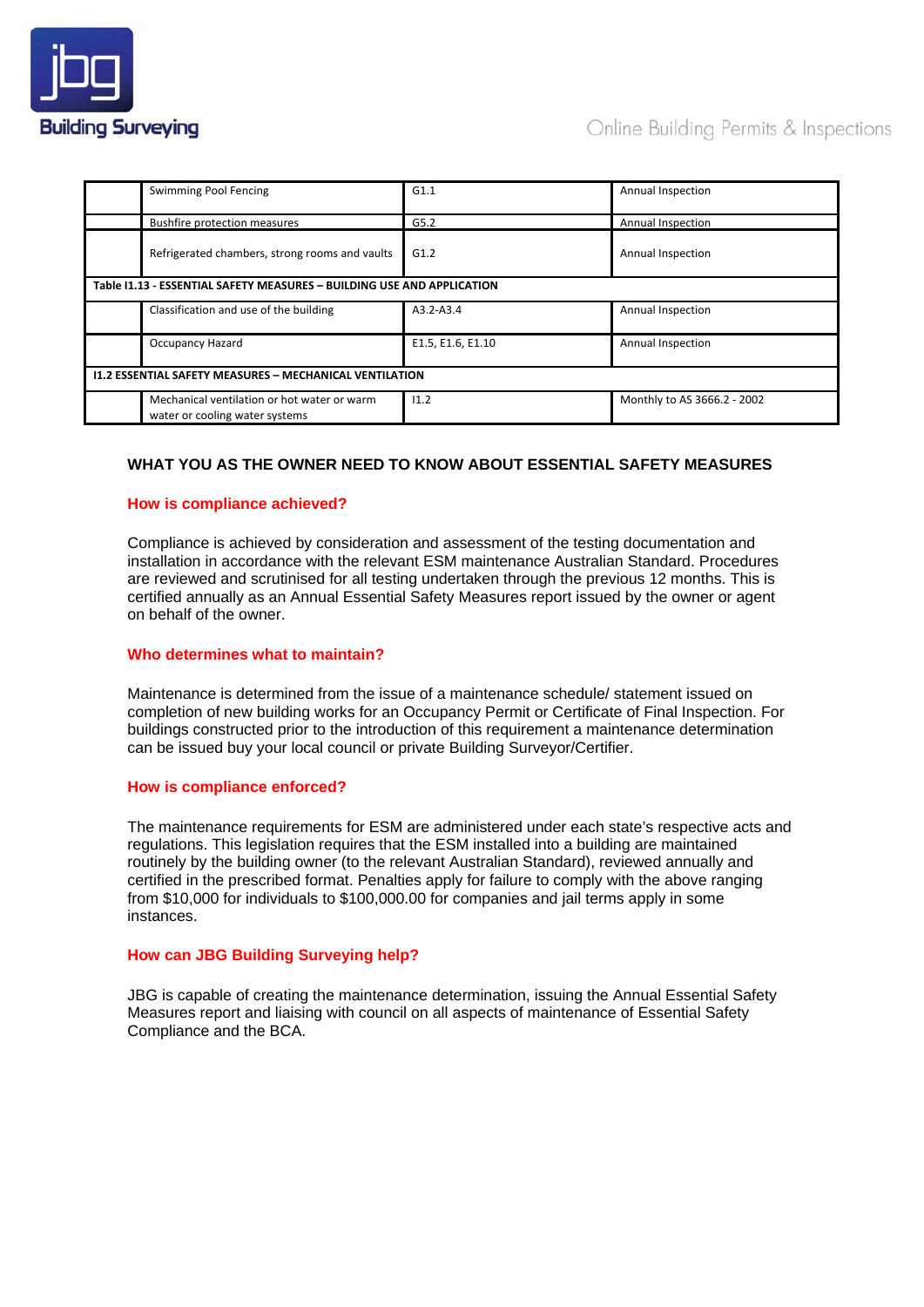| | | | |
|---|---|---|---|
| | Swimming Pool Fencing | G1.1 | Annual Inspection |
| | Bushfire protection measures | G5.2 | Annual Inspection |
| | Refrigerated chambers, strong rooms and vaults | G1.2 | Annual Inspection |
| **Table I1.13 - ESSENTIAL SAFETY MEASURES – BUILDING USE AND APPLICATION** | | | |
| | Classification and use of the building | A3.2-A3.4 | Annual Inspection |
| | Occupancy Hazard | E1.5, E1.6, E1.10 | Annual Inspection |
| **I1.2 ESSENTIAL SAFETY MEASURES – MECHANICAL VENTILATION** | | | |
| | Mechanical ventilation or hot water or warm water or cooling water systems | I1.2 | Monthly to AS 3666.2 - 2002 |

## WHAT YOU AS THE OWNER NEED TO KNOW ABOUT ESSENTIAL SAFETY MEASURES

### How is compliance achieved?

Compliance is achieved by consideration and assessment of the testing documentation and installation in accordance with the relevant ESM maintenance Australian Standard. Procedures are reviewed and scrutinised for all testing undertaken through the previous 12 months. This is certified annually as an Annual Essential Safety Measures report issued by the owner or agent on behalf of the owner.

### Who determines what to maintain?

Maintenance is determined from the issue of a maintenance schedule/ statement issued on completion of new building works for an Occupancy Permit or Certificate of Final Inspection. For buildings constructed prior to the introduction of this requirement a maintenance determination can be issued buy your local council or private Building Surveyor/Certifier.

### How is compliance enforced?

The maintenance requirements for ESM are administered under each state's respective acts and regulations. This legislation requires that the ESM installed into a building are maintained routinely by the building owner (to the relevant Australian Standard), reviewed annually and certified in the prescribed format. Penalties apply for failure to comply with the above ranging from $10,000 for individuals to $100,000.00 for companies and jail terms apply in some instances.

### How can JBG Building Surveying help?

JBG is capable of creating the maintenance determination, issuing the Annual Essential Safety Measures report and liaising with council on all aspects of maintenance of Essential Safety Compliance and the BCA.